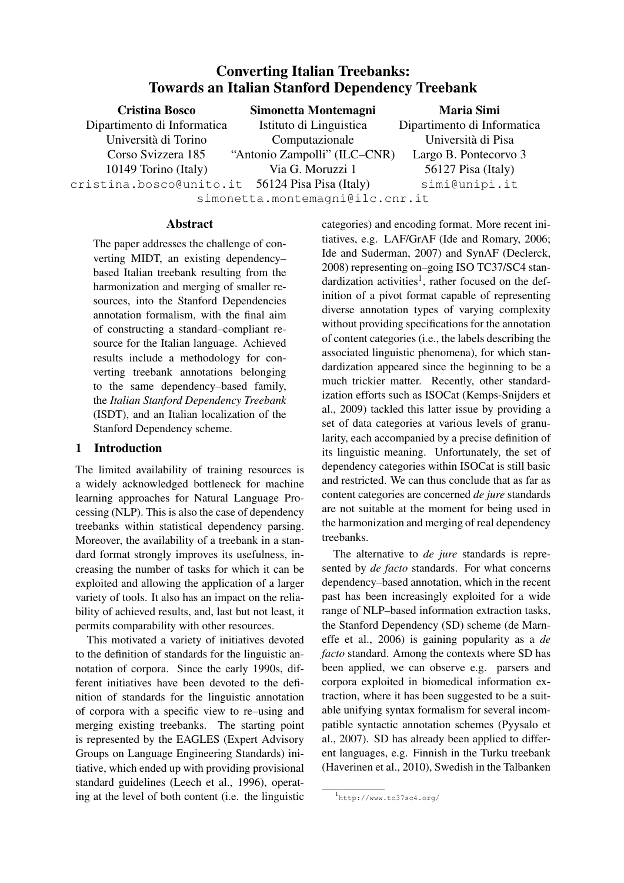# Converting Italian Treebanks: Towards an Italian Stanford Dependency Treebank

**Cristina Bosco**
Dipartimento di Informatica
Università di Torino
Corso Svizzera 185
10149 Torino (Italy)
cristina.bosco@unito.it

**Simonetta Montemagni**
Istituto di Linguistica Computazionale
"Antonio Zampolli" (ILC–CNR)
Via G. Moruzzi 1
56124 Pisa Pisa (Italy)
simonetta.montemagni@ilc.cnr.it

**Maria Simi**
Dipartimento di Informatica
Università di Pisa
Largo B. Pontecorvo 3
56127 Pisa (Italy)
simi@unipi.it

## Abstract

The paper addresses the challenge of converting MIDT, an existing dependency–based Italian treebank resulting from the harmonization and merging of smaller resources, into the Stanford Dependencies annotation formalism, with the final aim of constructing a standard–compliant resource for the Italian language. Achieved results include a methodology for converting treebank annotations belonging to the same dependency–based family, the *Italian Stanford Dependency Treebank* (ISDT), and an Italian localization of the Stanford Dependency scheme.

## 1 Introduction

The limited availability of training resources is a widely acknowledged bottleneck for machine learning approaches for Natural Language Processing (NLP). This is also the case of dependency treebanks within statistical dependency parsing. Moreover, the availability of a treebank in a standard format strongly improves its usefulness, increasing the number of tasks for which it can be exploited and allowing the application of a larger variety of tools. It also has an impact on the reliability of achieved results, and, last but not least, it permits comparability with other resources.

This motivated a variety of initiatives devoted to the definition of standards for the linguistic annotation of corpora. Since the early 1990s, different initiatives have been devoted to the definition of standards for the linguistic annotation of corpora with a specific view to re–using and merging existing treebanks. The starting point is represented by the EAGLES (Expert Advisory Groups on Language Engineering Standards) initiative, which ended up with providing provisional standard guidelines (Leech et al., 1996), operating at the level of both content (i.e. the linguistic categories) and encoding format. More recent initiatives, e.g. LAF/GrAF (Ide and Romary, 2006; Ide and Suderman, 2007) and SynAF (Declerck, 2008) representing on–going ISO TC37/SC4 standardization activities[1], rather focused on the definition of a pivot format capable of representing diverse annotation types of varying complexity without providing specifications for the annotation of content categories (i.e., the labels describing the associated linguistic phenomena), for which standardization appeared since the beginning to be a much trickier matter. Recently, other standardization efforts such as ISOCat (Kemps-Snijders et al., 2009) tackled this latter issue by providing a set of data categories at various levels of granularity, each accompanied by a precise definition of its linguistic meaning. Unfortunately, the set of dependency categories within ISOCat is still basic and restricted. We can thus conclude that as far as content categories are concerned *de jure* standards are not suitable at the moment for being used in the harmonization and merging of real dependency treebanks.

The alternative to *de jure* standards is represented by *de facto* standards. For what concerns dependency–based annotation, which in the recent past has been increasingly exploited for a wide range of NLP–based information extraction tasks, the Stanford Dependency (SD) scheme (de Marneffe et al., 2006) is gaining popularity as a *de facto* standard. Among the contexts where SD has been applied, we can observe e.g. parsers and corpora exploited in biomedical information extraction, where it has been suggested to be a suitable unifying syntax formalism for several incompatible syntactic annotation schemes (Pyysalo et al., 2007). SD has already been applied to different languages, e.g. Finnish in the Turku treebank (Haverinen et al., 2010), Swedish in the Talbanken

[1] http://www.tc37sc4.org/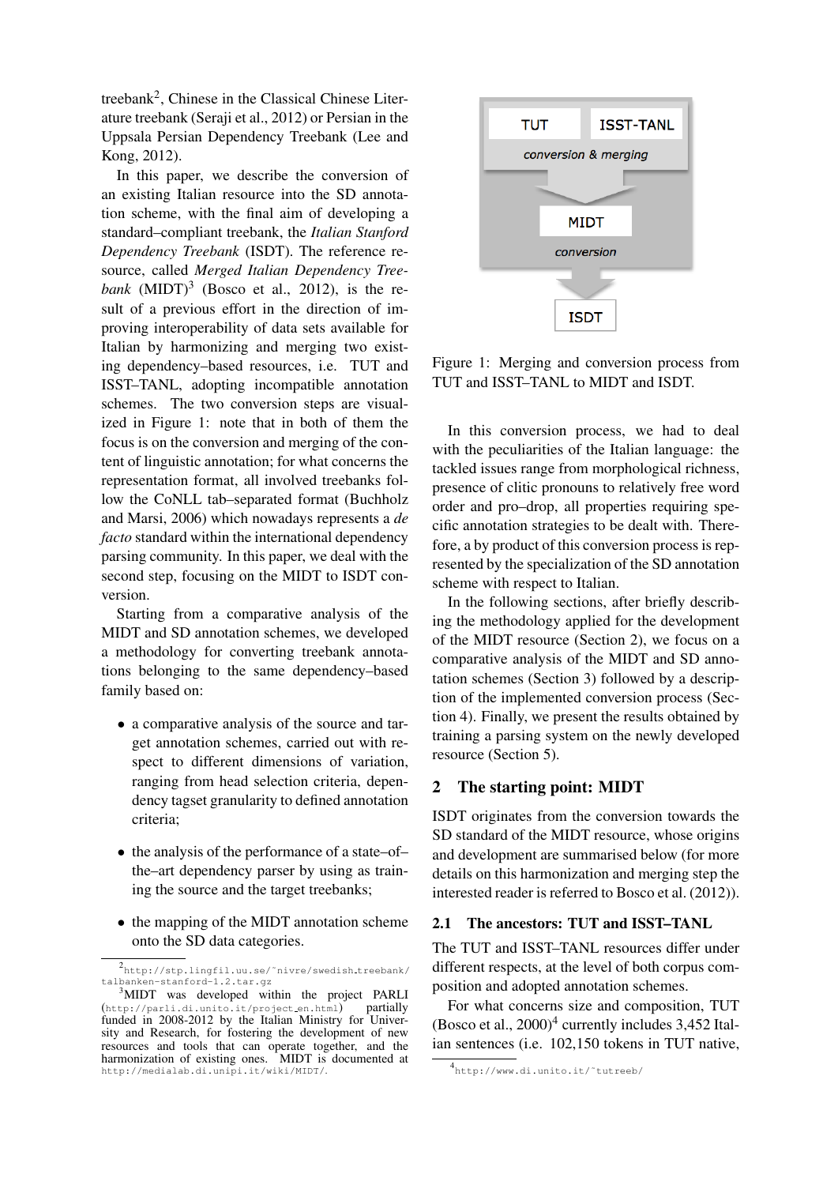treebank[2], Chinese in the Classical Chinese Literature treebank (Seraji et al., 2012) or Persian in the Uppsala Persian Dependency Treebank (Lee and Kong, 2012).

In this paper, we describe the conversion of an existing Italian resource into the SD annotation scheme, with the final aim of developing a standard–compliant treebank, the *Italian Stanford Dependency Treebank* (ISDT). The reference resource, called *Merged Italian Dependency Treebank* (MIDT)[3] (Bosco et al., 2012), is the result of a previous effort in the direction of improving interoperability of data sets available for Italian by harmonizing and merging two existing dependency–based resources, i.e. TUT and ISST–TANL, adopting incompatible annotation schemes. The two conversion steps are visualized in Figure 1: note that in both of them the focus is on the conversion and merging of the content of linguistic annotation; for what concerns the representation format, all involved treebanks follow the CoNLL tab–separated format (Buchholz and Marsi, 2006) which nowadays represents a *de facto* standard within the international dependency parsing community. In this paper, we deal with the second step, focusing on the MIDT to ISDT conversion.

Starting from a comparative analysis of the MIDT and SD annotation schemes, we developed a methodology for converting treebank annotations belonging to the same dependency–based family based on:

- a comparative analysis of the source and target annotation schemes, carried out with respect to different dimensions of variation, ranging from head selection criteria, dependency tagset granularity to defined annotation criteria;
- the analysis of the performance of a state–of–the–art dependency parser by using as training the source and the target treebanks;
- the mapping of the MIDT annotation scheme onto the SD data categories.

TUT | ISST-TANL
conversion & merging
MIDT
conversion
ISDT

Figure 1: Merging and conversion process from TUT and ISST–TANL to MIDT and ISDT.

In this conversion process, we had to deal with the peculiarities of the Italian language: the tackled issues range from morphological richness, presence of clitic pronouns to relatively free word order and pro–drop, all properties requiring specific annotation strategies to be dealt with. Therefore, a by product of this conversion process is represented by the specialization of the SD annotation scheme with respect to Italian.

In the following sections, after briefly describing the methodology applied for the development of the MIDT resource (Section 2), we focus on a comparative analysis of the MIDT and SD annotation schemes (Section 3) followed by a description of the implemented conversion process (Section 4). Finally, we present the results obtained by training a parsing system on the newly developed resource (Section 5).

## 2 The starting point: MIDT

ISDT originates from the conversion towards the SD standard of the MIDT resource, whose origins and development are summarised below (for more details on this harmonization and merging step the interested reader is referred to Bosco et al. (2012)).

### 2.1 The ancestors: TUT and ISST–TANL

The TUT and ISST–TANL resources differ under different respects, at the level of both corpus composition and adopted annotation schemes.

For what concerns size and composition, TUT (Bosco et al., 2000)[4] currently includes 3,452 Italian sentences (i.e. 102,150 tokens in TUT native,

[2] http://stp.lingfil.uu.se/~nivre/swedish_treebank/talbanken-stanford-1.2.tar.gz

[3] MIDT was developed within the project PARLI (http://parli.di.unito.it/project_en.html) partially funded in 2008-2012 by the Italian Ministry for University and Research, for fostering the development of new resources and tools that can operate together, and the harmonization of existing ones. MIDT is documented at http://medialab.di.unipi.it/wiki/MIDT/.

[4] http://www.di.unito.it/~tutreeb/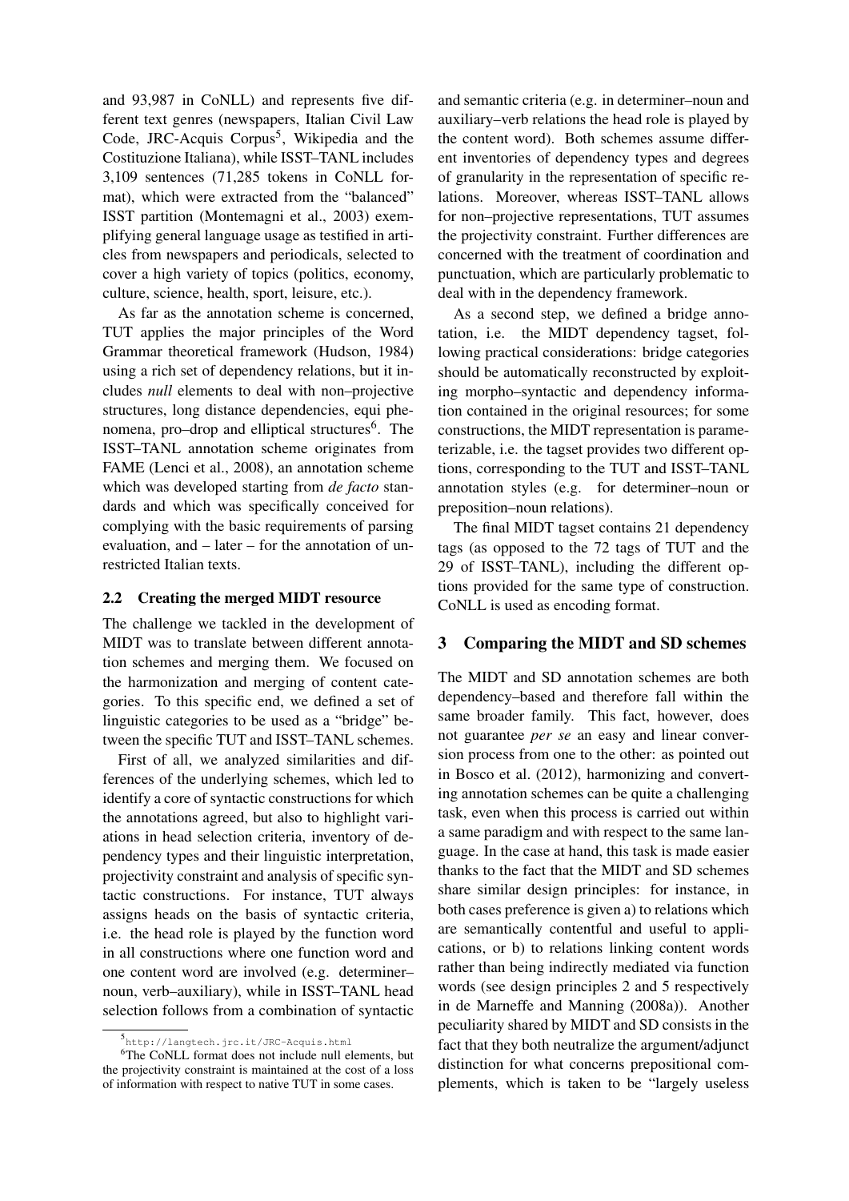and 93,987 in CoNLL) and represents five different text genres (newspapers, Italian Civil Law Code, JRC-Acquis Corpus[5], Wikipedia and the Costituzione Italiana), while ISST–TANL includes 3,109 sentences (71,285 tokens in CoNLL format), which were extracted from the "balanced" ISST partition (Montemagni et al., 2003) exemplifying general language usage as testified in articles from newspapers and periodicals, selected to cover a high variety of topics (politics, economy, culture, science, health, sport, leisure, etc.).

As far as the annotation scheme is concerned, TUT applies the major principles of the Word Grammar theoretical framework (Hudson, 1984) using a rich set of dependency relations, but it includes *null* elements to deal with non–projective structures, long distance dependencies, equi phenomena, pro–drop and elliptical structures[6]. The ISST–TANL annotation scheme originates from FAME (Lenci et al., 2008), an annotation scheme which was developed starting from *de facto* standards and which was specifically conceived for complying with the basic requirements of parsing evaluation, and – later – for the annotation of unrestricted Italian texts.

### 2.2 Creating the merged MIDT resource

The challenge we tackled in the development of MIDT was to translate between different annotation schemes and merging them. We focused on the harmonization and merging of content categories. To this specific end, we defined a set of linguistic categories to be used as a "bridge" between the specific TUT and ISST–TANL schemes.

First of all, we analyzed similarities and differences of the underlying schemes, which led to identify a core of syntactic constructions for which the annotations agreed, but also to highlight variations in head selection criteria, inventory of dependency types and their linguistic interpretation, projectivity constraint and analysis of specific syntactic constructions. For instance, TUT always assigns heads on the basis of syntactic criteria, i.e. the head role is played by the function word in all constructions where one function word and one content word are involved (e.g. determiner–noun, verb–auxiliary), while in ISST–TANL head selection follows from a combination of syntactic and semantic criteria (e.g. in determiner–noun and auxiliary–verb relations the head role is played by the content word). Both schemes assume different inventories of dependency types and degrees of granularity in the representation of specific relations. Moreover, whereas ISST–TANL allows for non–projective representations, TUT assumes the projectivity constraint. Further differences are concerned with the treatment of coordination and punctuation, which are particularly problematic to deal with in the dependency framework.

As a second step, we defined a bridge annotation, i.e. the MIDT dependency tagset, following practical considerations: bridge categories should be automatically reconstructed by exploiting morpho–syntactic and dependency information contained in the original resources; for some constructions, the MIDT representation is parameterizable, i.e. the tagset provides two different options, corresponding to the TUT and ISST–TANL annotation styles (e.g. for determiner–noun or preposition–noun relations).

The final MIDT tagset contains 21 dependency tags (as opposed to the 72 tags of TUT and the 29 of ISST–TANL), including the different options provided for the same type of construction. CoNLL is used as encoding format.

## 3 Comparing the MIDT and SD schemes

The MIDT and SD annotation schemes are both dependency–based and therefore fall within the same broader family. This fact, however, does not guarantee *per se* an easy and linear conversion process from one to the other: as pointed out in Bosco et al. (2012), harmonizing and converting annotation schemes can be quite a challenging task, even when this process is carried out within a same paradigm and with respect to the same language. In the case at hand, this task is made easier thanks to the fact that the MIDT and SD schemes share similar design principles: for instance, in both cases preference is given a) to relations which are semantically contentful and useful to applications, or b) to relations linking content words rather than being indirectly mediated via function words (see design principles 2 and 5 respectively in de Marneffe and Manning (2008a)). Another peculiarity shared by MIDT and SD consists in the fact that they both neutralize the argument/adjunct distinction for what concerns prepositional complements, which is taken to be "largely useless

[5] http://langtech.jrc.it/JRC-Acquis.html

[6] The CoNLL format does not include null elements, but the projectivity constraint is maintained at the cost of a loss of information with respect to native TUT in some cases.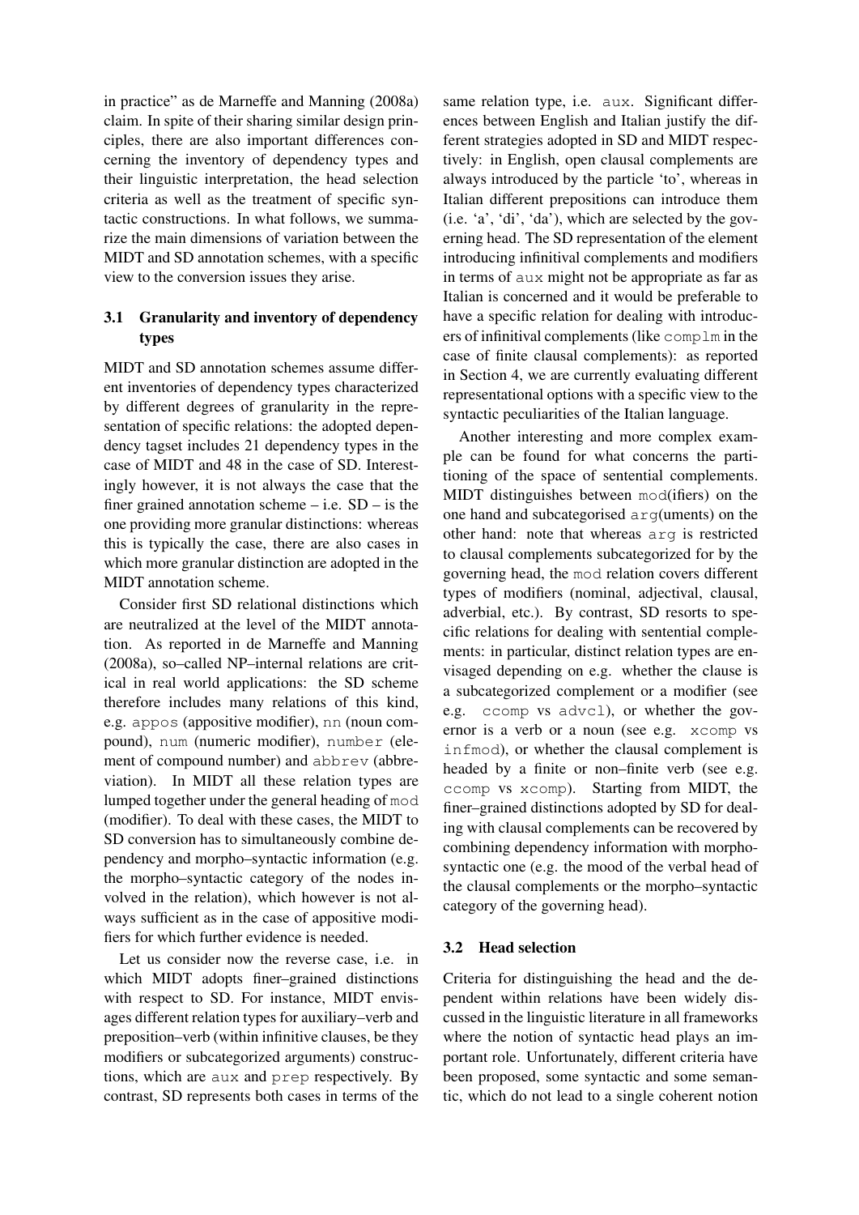in practice" as de Marneffe and Manning (2008a) claim. In spite of their sharing similar design principles, there are also important differences concerning the inventory of dependency types and their linguistic interpretation, the head selection criteria as well as the treatment of specific syntactic constructions. In what follows, we summarize the main dimensions of variation between the MIDT and SD annotation schemes, with a specific view to the conversion issues they arise.

### 3.1 Granularity and inventory of dependency types

MIDT and SD annotation schemes assume different inventories of dependency types characterized by different degrees of granularity in the representation of specific relations: the adopted dependency tagset includes 21 dependency types in the case of MIDT and 48 in the case of SD. Interestingly however, it is not always the case that the finer grained annotation scheme – i.e. SD – is the one providing more granular distinctions: whereas this is typically the case, there are also cases in which more granular distinction are adopted in the MIDT annotation scheme.

Consider first SD relational distinctions which are neutralized at the level of the MIDT annotation. As reported in de Marneffe and Manning (2008a), so–called NP–internal relations are critical in real world applications: the SD scheme therefore includes many relations of this kind, e.g. `appos` (appositive modifier), `nn` (noun compound), `num` (numeric modifier), `number` (element of compound number) and `abbrev` (abbreviation). In MIDT all these relation types are lumped together under the general heading of `mod` (modifier). To deal with these cases, the MIDT to SD conversion has to simultaneously combine dependency and morpho–syntactic information (e.g. the morpho–syntactic category of the nodes involved in the relation), which however is not always sufficient as in the case of appositive modifiers for which further evidence is needed.

Let us consider now the reverse case, i.e. in which MIDT adopts finer–grained distinctions with respect to SD. For instance, MIDT envisages different relation types for auxiliary–verb and preposition–verb (within infinitive clauses, be they modifiers or subcategorized arguments) constructions, which are `aux` and `prep` respectively. By contrast, SD represents both cases in terms of the same relation type, i.e. `aux`. Significant differences between English and Italian justify the different strategies adopted in SD and MIDT respectively: in English, open clausal complements are always introduced by the particle 'to', whereas in Italian different prepositions can introduce them (i.e. 'a', 'di', 'da'), which are selected by the governing head. The SD representation of the element introducing infinitival complements and modifiers in terms of `aux` might not be appropriate as far as Italian is concerned and it would be preferable to have a specific relation for dealing with introducers of infinitival complements (like `complm` in the case of finite clausal complements): as reported in Section 4, we are currently evaluating different representational options with a specific view to the syntactic peculiarities of the Italian language.

Another interesting and more complex example can be found for what concerns the partitioning of the space of sentential complements. MIDT distinguishes between `mod`(ifiers) on the one hand and subcategorised `arg`(uments) on the other hand: note that whereas `arg` is restricted to clausal complements subcategorized for by the governing head, the `mod` relation covers different types of modifiers (nominal, adjectival, clausal, adverbial, etc.). By contrast, SD resorts to specific relations for dealing with sentential complements: in particular, distinct relation types are envisaged depending on e.g. whether the clause is a subcategorized complement or a modifier (see e.g. `ccomp` vs `advcl`), or whether the governor is a verb or a noun (see e.g. `xcomp` vs `infmod`), or whether the clausal complement is headed by a finite or non–finite verb (see e.g. `ccomp` vs `xcomp`). Starting from MIDT, the finer–grained distinctions adopted by SD for dealing with clausal complements can be recovered by combining dependency information with morpho-syntactic one (e.g. the mood of the verbal head of the clausal complements or the morpho–syntactic category of the governing head).

### 3.2 Head selection

Criteria for distinguishing the head and the dependent within relations have been widely discussed in the linguistic literature in all frameworks where the notion of syntactic head plays an important role. Unfortunately, different criteria have been proposed, some syntactic and some semantic, which do not lead to a single coherent notion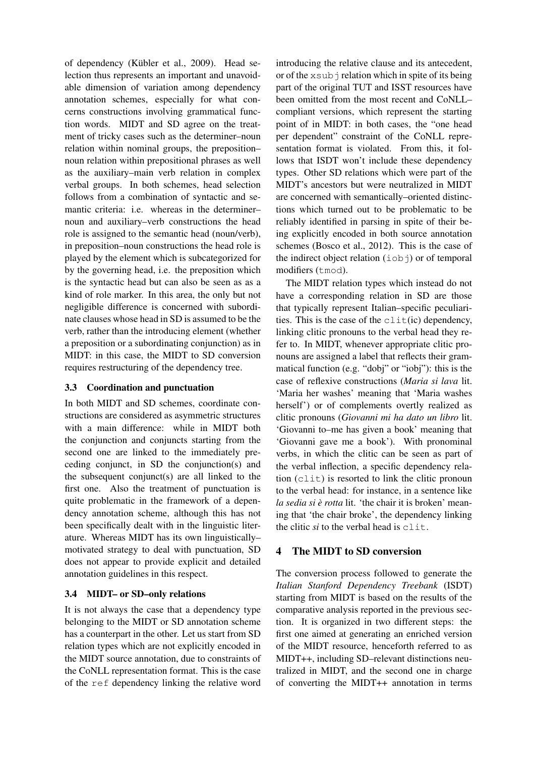of dependency (Kübler et al., 2009). Head selection thus represents an important and unavoidable dimension of variation among dependency annotation schemes, especially for what concerns constructions involving grammatical function words. MIDT and SD agree on the treatment of tricky cases such as the determiner–noun relation within nominal groups, the preposition–noun relation within prepositional phrases as well as the auxiliary–main verb relation in complex verbal groups. In both schemes, head selection follows from a combination of syntactic and semantic criteria: i.e. whereas in the determiner–noun and auxiliary–verb constructions the head role is assigned to the semantic head (noun/verb), in preposition–noun constructions the head role is played by the element which is subcategorized for by the governing head, i.e. the preposition which is the syntactic head but can also be seen as as a kind of role marker. In this area, the only but not negligible difference is concerned with subordinate clauses whose head in SD is assumed to be the verb, rather than the introducing element (whether a preposition or a subordinating conjunction) as in MIDT: in this case, the MIDT to SD conversion requires restructuring of the dependency tree.

### 3.3 Coordination and punctuation

In both MIDT and SD schemes, coordinate constructions are considered as asymmetric structures with a main difference: while in MIDT both the conjunction and conjuncts starting from the second one are linked to the immediately preceding conjunct, in SD the conjunction(s) and the subsequent conjunct(s) are all linked to the first one. Also the treatment of punctuation is quite problematic in the framework of a dependency annotation scheme, although this has not been specifically dealt with in the linguistic literature. Whereas MIDT has its own linguistically–motivated strategy to deal with punctuation, SD does not appear to provide explicit and detailed annotation guidelines in this respect.

### 3.4 MIDT– or SD–only relations

It is not always the case that a dependency type belonging to the MIDT or SD annotation scheme has a counterpart in the other. Let us start from SD relation types which are not explicitly encoded in the MIDT source annotation, due to constraints of the CoNLL representation format. This is the case of the `ref` dependency linking the relative word introducing the relative clause and its antecedent, or of the `xsubj` relation which in spite of its being part of the original TUT and ISST resources have been omitted from the most recent and CoNLL–compliant versions, which represent the starting point of in MIDT: in both cases, the "one head per dependent" constraint of the CoNLL representation format is violated. From this, it follows that ISDT won't include these dependency types. Other SD relations which were part of the MIDT's ancestors but were neutralized in MIDT are concerned with semantically–oriented distinctions which turned out to be problematic to be reliably identified in parsing in spite of their being explicitly encoded in both source annotation schemes (Bosco et al., 2012). This is the case of the indirect object relation (`iobj`) or of temporal modifiers (`tmod`).

The MIDT relation types which instead do not have a corresponding relation in SD are those that typically represent Italian–specific peculiarities. This is the case of the `clit`(ic) dependency, linking clitic pronouns to the verbal head they refer to. In MIDT, whenever appropriate clitic pronouns are assigned a label that reflects their grammatical function (e.g. "dobj" or "iobj"): this is the case of reflexive constructions (*Maria si lava* lit. 'Maria her washes' meaning that 'Maria washes herself') or of complements overtly realized as clitic pronouns (*Giovanni mi ha dato un libro* lit. 'Giovanni to–me has given a book' meaning that 'Giovanni gave me a book'). With pronominal verbs, in which the clitic can be seen as part of the verbal inflection, a specific dependency relation (`clit`) is resorted to link the clitic pronoun to the verbal head: for instance, in a sentence like *la sedia si è rotta* lit. 'the chair it is broken' meaning that 'the chair broke', the dependency linking the clitic *si* to the verbal head is `clit`.

## 4 The MIDT to SD conversion

The conversion process followed to generate the *Italian Stanford Dependency Treebank* (ISDT) starting from MIDT is based on the results of the comparative analysis reported in the previous section. It is organized in two different steps: the first one aimed at generating an enriched version of the MIDT resource, henceforth referred to as MIDT++, including SD–relevant distinctions neutralized in MIDT, and the second one in charge of converting the MIDT++ annotation in terms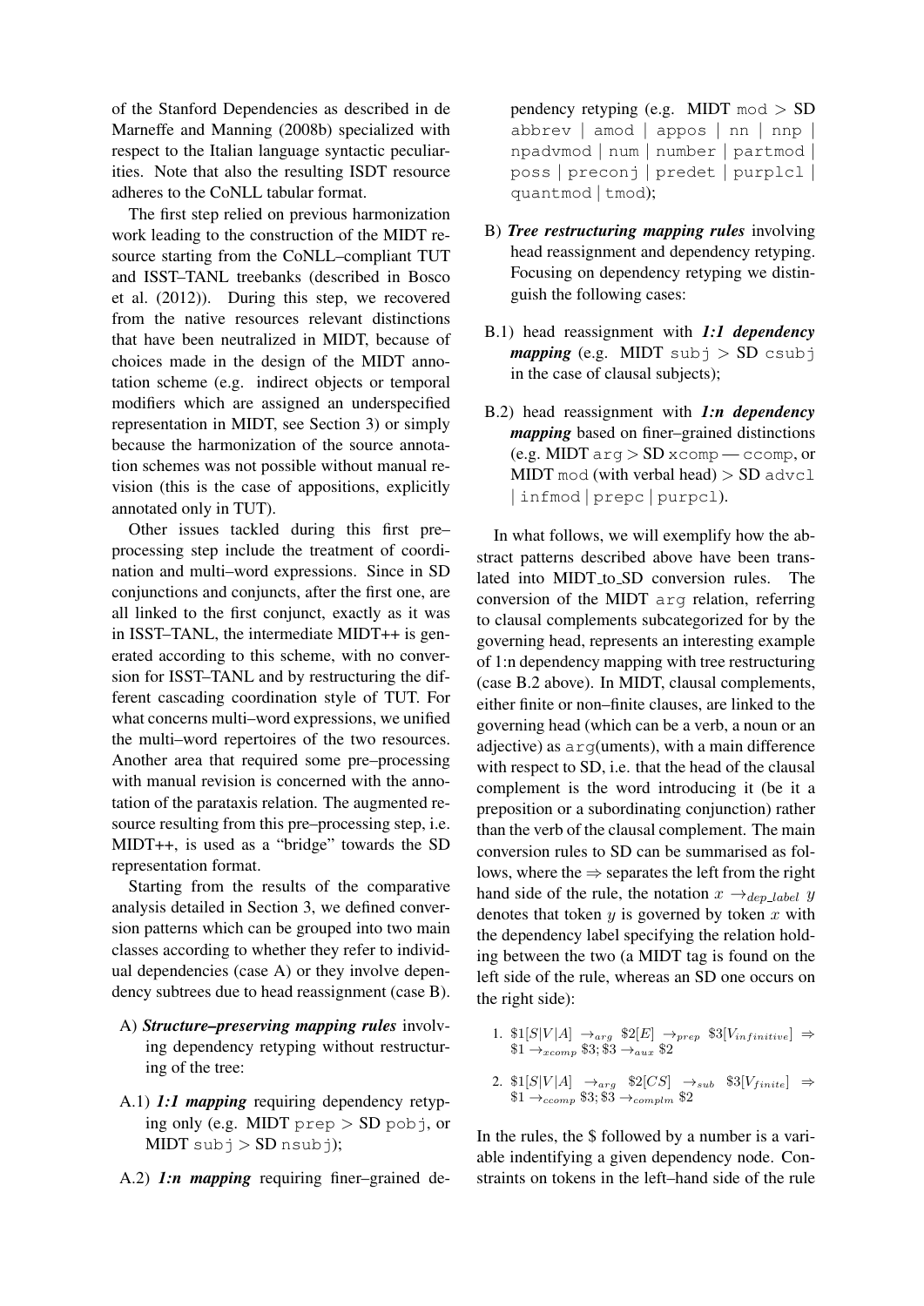of the Stanford Dependencies as described in de Marneffe and Manning (2008b) specialized with respect to the Italian language syntactic peculiarities. Note that also the resulting ISDT resource adheres to the CoNLL tabular format.

The first step relied on previous harmonization work leading to the construction of the MIDT resource starting from the CoNLL–compliant TUT and ISST–TANL treebanks (described in Bosco et al. (2012)). During this step, we recovered from the native resources relevant distinctions that have been neutralized in MIDT, because of choices made in the design of the MIDT annotation scheme (e.g. indirect objects or temporal modifiers which are assigned an underspecified representation in MIDT, see Section 3) or simply because the harmonization of the source annotation schemes was not possible without manual revision (this is the case of appositions, explicitly annotated only in TUT).

Other issues tackled during this first pre–processing step include the treatment of coordination and multi–word expressions. Since in SD conjunctions and conjuncts, after the first one, are all linked to the first conjunct, exactly as it was in ISST–TANL, the intermediate MIDT++ is generated according to this scheme, with no conversion for ISST–TANL and by restructuring the different cascading coordination style of TUT. For what concerns multi–word expressions, we unified the multi–word repertoires of the two resources. Another area that required some pre–processing with manual revision is concerned with the annotation of the parataxis relation. The augmented resource resulting from this pre–processing step, i.e. MIDT++, is used as a "bridge" towards the SD representation format.

Starting from the results of the comparative analysis detailed in Section 3, we defined conversion patterns which can be grouped into two main classes according to whether they refer to individual dependencies (case A) or they involve dependency subtrees due to head reassignment (case B).

A) ***Structure–preserving mapping rules*** involving dependency retyping without restructuring of the tree:

A.1) ***1:1 mapping*** requiring dependency retyping only (e.g. MIDT `prep` > SD `pobj`, or MIDT `subj` > SD `nsubj`);

A.2) ***1:n mapping*** requiring finer–grained dependency retyping (e.g. MIDT `mod` > SD `abbrev` | `amod` | `appos` | `nn` | `nnp` | `npadvmod` | `num` | `number` | `partmod` | `poss` | `preconj` | `predet` | `purplcl` | `quantmod` | `tmod`);

B) ***Tree restructuring mapping rules*** involving head reassignment and dependency retyping. Focusing on dependency retyping we distinguish the following cases:

B.1) head reassignment with ***1:1 dependency mapping*** (e.g. MIDT `subj` > SD `csubj` in the case of clausal subjects);

B.2) head reassignment with ***1:n dependency mapping*** based on finer–grained distinctions (e.g. MIDT `arg` > SD `xcomp` — `ccomp`, or MIDT `mod` (with verbal head) > SD `advcl` | `infmod` | `prepc` | `purpcl`).

In what follows, we will exemplify how the abstract patterns described above have been translated into MIDT_to_SD conversion rules. The conversion of the MIDT `arg` relation, referring to clausal complements subcategorized for by the governing head, represents an interesting example of 1:n dependency mapping with tree restructuring (case B.2 above). In MIDT, clausal complements, either finite or non–finite clauses, are linked to the governing head (which can be a verb, a noun or an adjective) as `arg`(uments), with a main difference with respect to SD, i.e. that the head of the clausal complement is the word introducing it (be it a preposition or a subordinating conjunction) rather than the verb of the clausal complement. The main conversion rules to SD can be summarised as follows, where the $\Rightarrow$ separates the left from the right hand side of the rule, the notation $x \rightarrow_{dep\_label} y$ denotes that token $y$ is governed by token $x$ with the dependency label specifying the relation holding between the two (a MIDT tag is found on the left side of the rule, whereas an SD one occurs on the right side):

1. $\$1[S|V|A] \rightarrow_{arg} \$2[E] \rightarrow_{prep} \$3[V_{infinitive}] \Rightarrow \$1 \rightarrow_{xcomp} \$3; \$3 \rightarrow_{aux} \$2$

2. $\$1[S|V|A] \rightarrow_{arg} \$2[CS] \rightarrow_{sub} \$3[V_{finite}] \Rightarrow \$1 \rightarrow_{ccomp} \$3; \$3 \rightarrow_{complm} \$2$

In the rules, the \$ followed by a number is a variable indentifying a given dependency node. Constraints on tokens in the left–hand side of the rule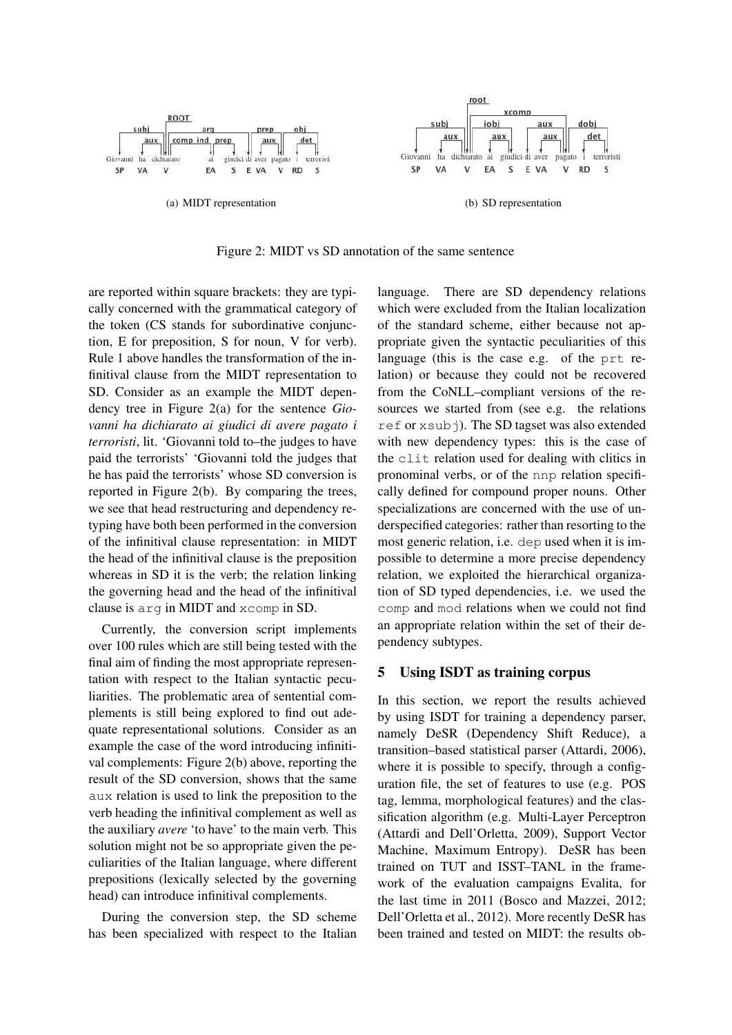(a) MIDT representation

(b) SD representation

Figure 2: MIDT vs SD annotation of the same sentence

are reported within square brackets: they are typically concerned with the grammatical category of the token (CS stands for subordinative conjunction, E for preposition, S for noun, V for verb). Rule 1 above handles the transformation of the infinitival clause from the MIDT representation to SD. Consider as an example the MIDT dependency tree in Figure 2(a) for the sentence *Giovanni ha dichiarato ai giudici di avere pagato i terroristi*, lit. 'Giovanni told to–the judges to have paid the terrorists' 'Giovanni told the judges that he has paid the terrorists' whose SD conversion is reported in Figure 2(b). By comparing the trees, we see that head restructuring and dependency retyping have both been performed in the conversion of the infinitival clause representation: in MIDT the head of the infinitival clause is the preposition whereas in SD it is the verb; the relation linking the governing head and the head of the infinitival clause is `arg` in MIDT and `xcomp` in SD.

Currently, the conversion script implements over 100 rules which are still being tested with the final aim of finding the most appropriate representation with respect to the Italian syntactic peculiarities. The problematic area of sentential complements is still being explored to find out adequate representational solutions. Consider as an example the case of the word introducing infinitival complements: Figure 2(b) above, reporting the result of the SD conversion, shows that the same `aux` relation is used to link the preposition to the verb heading the infinitival complement as well as the auxiliary *avere* 'to have' to the main verb. This solution might not be so appropriate given the peculiarities of the Italian language, where different prepositions (lexically selected by the governing head) can introduce infinitival complements.

During the conversion step, the SD scheme has been specialized with respect to the Italian language. There are SD dependency relations which were excluded from the Italian localization of the standard scheme, either because not appropriate given the syntactic peculiarities of this language (this is the case e.g. of the `prt` relation) or because they could not be recovered from the CoNLL–compliant versions of the resources we started from (see e.g. the relations `ref` or `xsubj`). The SD tagset was also extended with new dependency types: this is the case of the `clit` relation used for dealing with clitics in pronominal verbs, or of the `nnp` relation specifically defined for compound proper nouns. Other specializations are concerned with the use of underspecified categories: rather than resorting to the most generic relation, i.e. `dep` used when it is impossible to determine a more precise dependency relation, we exploited the hierarchical organization of SD typed dependencies, i.e. we used the `comp` and `mod` relations when we could not find an appropriate relation within the set of their dependency subtypes.

## 5 Using ISDT as training corpus

In this section, we report the results achieved by using ISDT for training a dependency parser, namely DeSR (Dependency Shift Reduce), a transition–based statistical parser (Attardi, 2006), where it is possible to specify, through a configuration file, the set of features to use (e.g. POS tag, lemma, morphological features) and the classification algorithm (e.g. Multi-Layer Perceptron (Attardi and Dell'Orletta, 2009), Support Vector Machine, Maximum Entropy). DeSR has been trained on TUT and ISST–TANL in the framework of the evaluation campaigns Evalita, for the last time in 2011 (Bosco and Mazzei, 2012; Dell'Orletta et al., 2012). More recently DeSR has been trained and tested on MIDT: the results ob-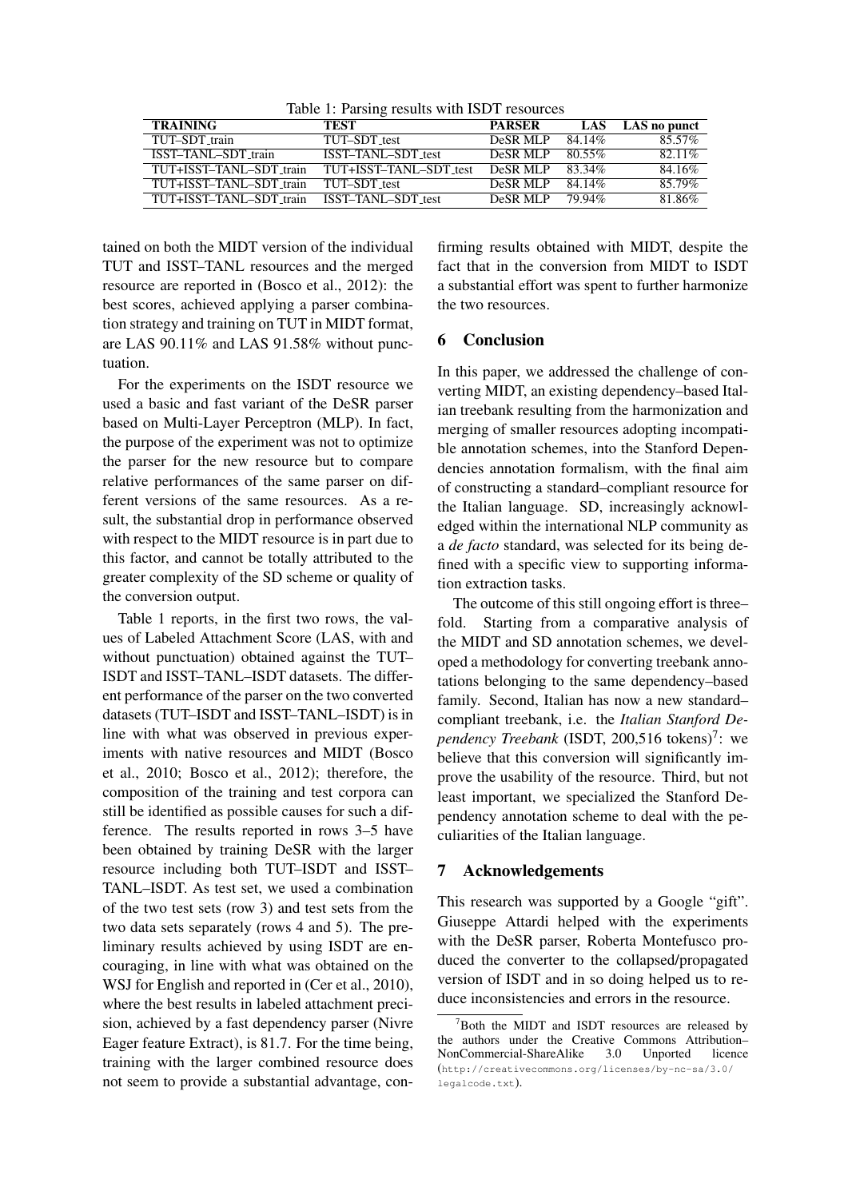Table 1: Parsing results with ISDT resources

| TRAINING | TEST | PARSER | LAS | LAS no punct |
|---|---|---|---|---|
| TUT–SDT_train | TUT–SDT_test | DeSR MLP | 84.14% | 85.57% |
| ISST–TANL–SDT_train | ISST–TANL–SDT_test | DeSR MLP | 80.55% | 82.11% |
| TUT+ISST–TANL–SDT_train | TUT+ISST–TANL–SDT_test | DeSR MLP | 83.34% | 84.16% |
| TUT+ISST–TANL–SDT_train | TUT–SDT_test | DeSR MLP | 84.14% | 85.79% |
| TUT+ISST–TANL–SDT_train | ISST–TANL–SDT_test | DeSR MLP | 79.94% | 81.86% |

tained on both the MIDT version of the individual TUT and ISST–TANL resources and the merged resource are reported in (Bosco et al., 2012): the best scores, achieved applying a parser combination strategy and training on TUT in MIDT format, are LAS 90.11% and LAS 91.58% without punctuation.

For the experiments on the ISDT resource we used a basic and fast variant of the DeSR parser based on Multi-Layer Perceptron (MLP). In fact, the purpose of the experiment was not to optimize the parser for the new resource but to compare relative performances of the same parser on different versions of the same resources. As a result, the substantial drop in performance observed with respect to the MIDT resource is in part due to this factor, and cannot be totally attributed to the greater complexity of the SD scheme or quality of the conversion output.

Table 1 reports, in the first two rows, the values of Labeled Attachment Score (LAS, with and without punctuation) obtained against the TUT–ISDT and ISST–TANL–ISDT datasets. The different performance of the parser on the two converted datasets (TUT–ISDT and ISST–TANL–ISDT) is in line with what was observed in previous experiments with native resources and MIDT (Bosco et al., 2010; Bosco et al., 2012); therefore, the composition of the training and test corpora can still be identified as possible causes for such a difference. The results reported in rows 3–5 have been obtained by training DeSR with the larger resource including both TUT–ISDT and ISST–TANL–ISDT. As test set, we used a combination of the two test sets (row 3) and test sets from the two data sets separately (rows 4 and 5). The preliminary results achieved by using ISDT are encouraging, in line with what was obtained on the WSJ for English and reported in (Cer et al., 2010), where the best results in labeled attachment precision, achieved by a fast dependency parser (Nivre Eager feature Extract), is 81.7. For the time being, training with the larger combined resource does not seem to provide a substantial advantage, confirming results obtained with MIDT, despite the fact that in the conversion from MIDT to ISDT a substantial effort was spent to further harmonize the two resources.

## 6 Conclusion

In this paper, we addressed the challenge of converting MIDT, an existing dependency–based Italian treebank resulting from the harmonization and merging of smaller resources adopting incompatible annotation schemes, into the Stanford Dependencies annotation formalism, with the final aim of constructing a standard–compliant resource for the Italian language. SD, increasingly acknowledged within the international NLP community as a *de facto* standard, was selected for its being defined with a specific view to supporting information extraction tasks.

The outcome of this still ongoing effort is three–fold. Starting from a comparative analysis of the MIDT and SD annotation schemes, we developed a methodology for converting treebank annotations belonging to the same dependency–based family. Second, Italian has now a new standard–compliant treebank, i.e. the *Italian Stanford Dependency Treebank* (ISDT, 200,516 tokens)[7]: we believe that this conversion will significantly improve the usability of the resource. Third, but not least important, we specialized the Stanford Dependency annotation scheme to deal with the peculiarities of the Italian language.

## 7 Acknowledgements

This research was supported by a Google "gift". Giuseppe Attardi helped with the experiments with the DeSR parser, Roberta Montefusco produced the converter to the collapsed/propagated version of ISDT and in so doing helped us to reduce inconsistencies and errors in the resource.

[7] Both the MIDT and ISDT resources are released by the authors under the Creative Commons Attribution–NonCommercial-ShareAlike 3.0 Unported licence (http://creativecommons.org/licenses/by-nc-sa/3.0/legalcode.txt).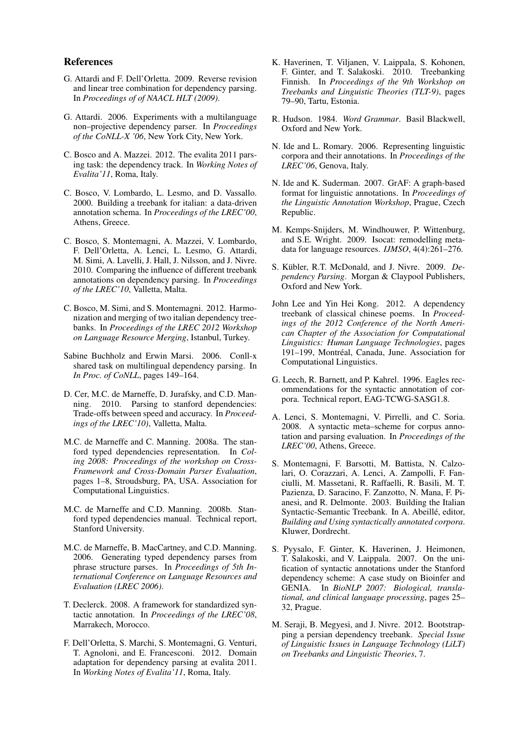## References

G. Attardi and F. Dell'Orletta. 2009. Reverse revision and linear tree combination for dependency parsing. In *Proceedings of of NAACL HLT (2009)*.

G. Attardi. 2006. Experiments with a multilanguage non–projective dependency parser. In *Proceedings of the CoNLL-X '06*, New York City, New York.

C. Bosco and A. Mazzei. 2012. The evalita 2011 parsing task: the dependency track. In *Working Notes of Evalita'11*, Roma, Italy.

C. Bosco, V. Lombardo, L. Lesmo, and D. Vassallo. 2000. Building a treebank for italian: a data-driven annotation schema. In *Proceedings of the LREC'00*, Athens, Greece.

C. Bosco, S. Montemagni, A. Mazzei, V. Lombardo, F. Dell'Orletta, A. Lenci, L. Lesmo, G. Attardi, M. Simi, A. Lavelli, J. Hall, J. Nilsson, and J. Nivre. 2010. Comparing the influence of different treebank annotations on dependency parsing. In *Proceedings of the LREC'10*, Valletta, Malta.

C. Bosco, M. Simi, and S. Montemagni. 2012. Harmonization and merging of two italian dependency treebanks. In *Proceedings of the LREC 2012 Workshop on Language Resource Merging*, Istanbul, Turkey.

Sabine Buchholz and Erwin Marsi. 2006. Conll-x shared task on multilingual dependency parsing. In *In Proc. of CoNLL*, pages 149–164.

D. Cer, M.C. de Marneffe, D. Jurafsky, and C.D. Manning. 2010. Parsing to stanford dependencies: Trade-offs between speed and accuracy. In *Proceedings of the LREC'10)*, Valletta, Malta.

M.C. de Marneffe and C. Manning. 2008a. The stanford typed dependencies representation. In *Coling 2008: Proceedings of the workshop on Cross-Framework and Cross-Domain Parser Evaluation*, pages 1–8, Stroudsburg, PA, USA. Association for Computational Linguistics.

M.C. de Marneffe and C.D. Manning. 2008b. Stanford typed dependencies manual. Technical report, Stanford University.

M.C. de Marneffe, B. MacCartney, and C.D. Manning. 2006. Generating typed dependency parses from phrase structure parses. In *Proceedings of 5th International Conference on Language Resources and Evaluation (LREC 2006)*.

T. Declerck. 2008. A framework for standardized syntactic annotation. In *Proceedings of the LREC'08*, Marrakech, Morocco.

F. Dell'Orletta, S. Marchi, S. Montemagni, G. Venturi, T. Agnoloni, and E. Francesconi. 2012. Domain adaptation for dependency parsing at evalita 2011. In *Working Notes of Evalita'11*, Roma, Italy.

K. Haverinen, T. Viljanen, V. Laippala, S. Kohonen, F. Ginter, and T. Salakoski. 2010. Treebanking Finnish. In *Proceedings of the 9th Workshop on Treebanks and Linguistic Theories (TLT-9)*, pages 79–90, Tartu, Estonia.

R. Hudson. 1984. *Word Grammar*. Basil Blackwell, Oxford and New York.

N. Ide and L. Romary. 2006. Representing linguistic corpora and their annotations. In *Proceedings of the LREC'06*, Genova, Italy.

N. Ide and K. Suderman. 2007. GrAF: A graph-based format for linguistic annotations. In *Proceedings of the Linguistic Annotation Workshop*, Prague, Czech Republic.

M. Kemps-Snijders, M. Windhouwer, P. Wittenburg, and S.E. Wright. 2009. Isocat: remodelling metadata for language resources. *IJMSO*, 4(4):261–276.

S. Kübler, R.T. McDonald, and J. Nivre. 2009. *Dependency Parsing*. Morgan & Claypool Publishers, Oxford and New York.

John Lee and Yin Hei Kong. 2012. A dependency treebank of classical chinese poems. In *Proceedings of the 2012 Conference of the North American Chapter of the Association for Computational Linguistics: Human Language Technologies*, pages 191–199, Montréal, Canada, June. Association for Computational Linguistics.

G. Leech, R. Barnett, and P. Kahrel. 1996. Eagles recommendations for the syntactic annotation of corpora. Technical report, EAG-TCWG-SASG1.8.

A. Lenci, S. Montemagni, V. Pirrelli, and C. Soria. 2008. A syntactic meta–scheme for corpus annotation and parsing evaluation. In *Proceedings of the LREC'00*, Athens, Greece.

S. Montemagni, F. Barsotti, M. Battista, N. Calzolari, O. Corazzari, A. Lenci, A. Zampolli, F. Fanciulli, M. Massetani, R. Raffaelli, R. Basili, M. T. Pazienza, D. Saracino, F. Zanzotto, N. Mana, F. Pianesi, and R. Delmonte. 2003. Building the Italian Syntactic-Semantic Treebank. In A. Abeillé, editor, *Building and Using syntactically annotated corpora*. Kluwer, Dordrecht.

S. Pyysalo, F. Ginter, K. Haverinen, J. Heimonen, T. Salakoski, and V. Laippala. 2007. On the unification of syntactic annotations under the Stanford dependency scheme: A case study on Bioinfer and GENIA. In *BioNLP 2007: Biological, translational, and clinical language processing*, pages 25–32, Prague.

M. Seraji, B. Megyesi, and J. Nivre. 2012. Bootstrapping a persian dependency treebank. *Special Issue of Linguistic Issues in Language Technology (LiLT) on Treebanks and Linguistic Theories*, 7.